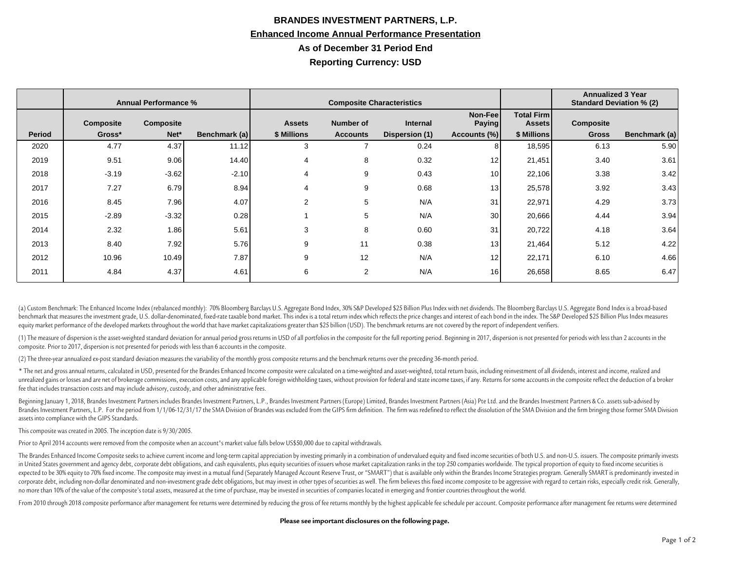# BRANDES INVESTMENT PARTNERS, L.P.

## Enhanced Income Annual Performance Presentation

### As of December 31 Period End

### Reporting Currency: USD

| | Annual Performance % | | | Composite Characteristics | | | | | Annualized 3 Year Standard Deviation % (2) | |
|---|---|---|---|---|---|---|---|---|---|---|
| Period | Composite Gross* | Composite Net* | Benchmark (a) | Assets $ Millions | Number of Accounts | Internal Dispersion (1) | Non-Fee Paying Accounts (%) | Total Firm Assets $ Millions | Composite Gross | Benchmark (a) |
| 2020 | 4.77 | 4.37 | 11.12 | 3 | 7 | 0.24 | 8 | 18,595 | 6.13 | 5.90 |
| 2019 | 9.51 | 9.06 | 14.40 | 4 | 8 | 0.32 | 12 | 21,451 | 3.40 | 3.61 |
| 2018 | -3.19 | -3.62 | -2.10 | 4 | 9 | 0.43 | 10 | 22,106 | 3.38 | 3.42 |
| 2017 | 7.27 | 6.79 | 8.94 | 4 | 9 | 0.68 | 13 | 25,578 | 3.92 | 3.43 |
| 2016 | 8.45 | 7.96 | 4.07 | 2 | 5 | N/A | 31 | 22,971 | 4.29 | 3.73 |
| 2015 | -2.89 | -3.32 | 0.28 | 1 | 5 | N/A | 30 | 20,666 | 4.44 | 3.94 |
| 2014 | 2.32 | 1.86 | 5.61 | 3 | 8 | 0.60 | 31 | 20,722 | 4.18 | 3.64 |
| 2013 | 8.40 | 7.92 | 5.76 | 9 | 11 | 0.38 | 13 | 21,464 | 5.12 | 4.22 |
| 2012 | 10.96 | 10.49 | 7.87 | 9 | 12 | N/A | 12 | 22,171 | 6.10 | 4.66 |
| 2011 | 4.84 | 4.37 | 4.61 | 6 | 2 | N/A | 16 | 26,658 | 8.65 | 6.47 |

(a) Custom Benchmark: The Enhanced Income Index (rebalanced monthly): 70% Bloomberg Barclays U.S. Aggregate Bond Index, 30% S&P Developed $25 Billion Plus Index with net dividends. The Bloomberg Barclays U.S. Aggregate Bond Index is a broad-based benchmark that measures the investment grade, U.S. dollar-denominated, fixed-rate taxable bond market. This index is a total return index which reflects the price changes and interest of each bond in the index. The S&P Developed $25 Billion Plus Index measures equity market performance of the developed markets throughout the world that have market capitalizations greater than $25 billion (USD). The benchmark returns are not covered by the report of independent verifiers.

(1) The measure of dispersion is the asset-weighted standard deviation for annual period gross returns in USD of all portfolios in the composite for the full reporting period. Beginning in 2017, dispersion is not presented for periods with less than 2 accounts in the composite. Prior to 2017, dispersion is not presented for periods with less than 6 accounts in the composite.

(2) The three-year annualized ex-post standard deviation measures the variability of the monthly gross composite returns and the benchmark returns over the preceding 36-month period.

* The net and gross annual returns, calculated in USD, presented for the Brandes Enhanced Income composite were calculated on a time-weighted and asset-weighted, total return basis, including reinvestment of all dividends, interest and income, realized and unrealized gains or losses and are net of brokerage commissions, execution costs, and any applicable foreign withholding taxes, without provision for federal and state income taxes, if any. Returns for some accounts in the composite reflect the deduction of a broker fee that includes transaction costs and may include advisory, custody, and other administrative fees.

Beginning January 1, 2018, Brandes Investment Partners includes Brandes Investment Partners, L.P., Brandes Investment Partners (Europe) Limited, Brandes Investment Partners (Asia) Pte Ltd. and the Brandes Investment Partners & Co. assets sub-advised by Brandes Investment Partners, L.P. For the period from 1/1/06-12/31/17 the SMA Division of Brandes was excluded from the GIPS firm definition. The firm was redefined to reflect the dissolution of the SMA Division and the firm bringing those former SMA Division assets into compliance with the GIPS Standards.

This composite was created in 2005. The inception date is 9/30/2005.

Prior to April 2014 accounts were removed from the composite when an account's market value falls below US$50,000 due to capital withdrawals.

The Brandes Enhanced Income Composite seeks to achieve current income and long-term capital appreciation by investing primarily in a combination of undervalued equity and fixed income securities of both U.S. and non-U.S. issuers. The composite primarily invests in United States government and agency debt, corporate debt obligations, and cash equivalents, plus equity securities of issuers whose market capitalization ranks in the top 250 companies worldwide. The typical proportion of equity to fixed income securities is expected to be 30% equity to 70% fixed income. The composite may invest in a mutual fund (Separately Managed Account Reserve Trust, or "SMART") that is available only within the Brandes Income Strategies program. Generally SMART is predominantly invested in corporate debt, including non-dollar denominated and non-investment grade debt obligations, but may invest in other types of securities as well. The firm believes this fixed income composite to be aggressive with regard to certain risks, especially credit risk. Generally, no more than 10% of the value of the composite's total assets, measured at the time of purchase, may be invested in securities of companies located in emerging and frontier countries throughout the world.

From 2010 through 2018 composite performance after management fee returns were determined by reducing the gross of fee returns monthly by the highest applicable fee schedule per account. Composite performance after management fee returns were determined

**Please see important disclosures on the following page.**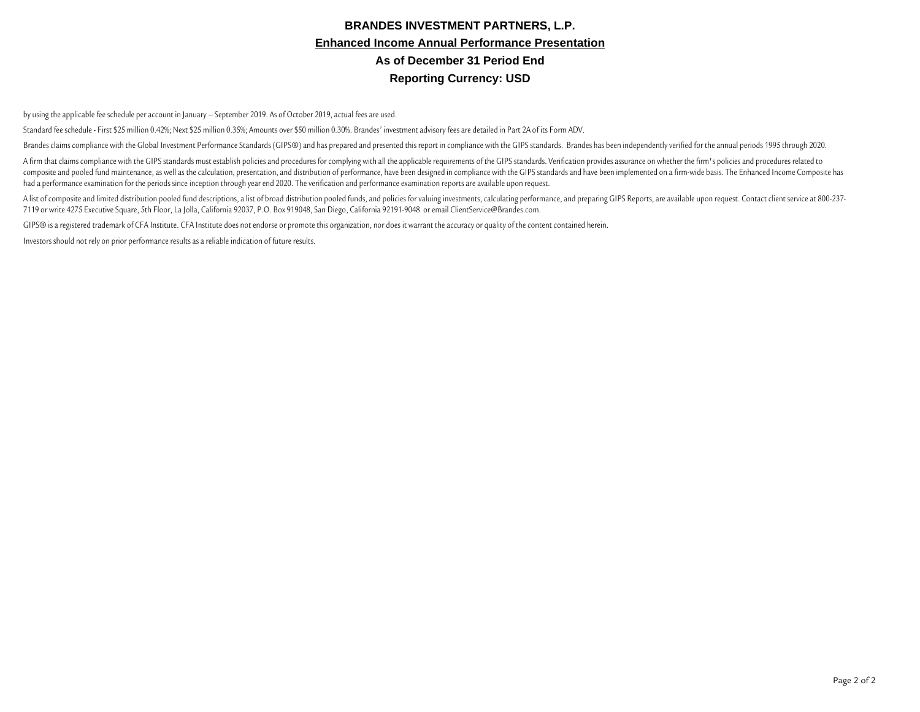**BRANDES INVESTMENT PARTNERS, L.P.**

**Enhanced Income Annual Performance Presentation**

**As of December 31 Period End**

**Reporting Currency: USD**

by using the applicable fee schedule per account in January – September 2019. As of October 2019, actual fees are used.

Standard fee schedule - First $25 million 0.42%; Next $25 million 0.35%; Amounts over $50 million 0.30%. Brandes' investment advisory fees are detailed in Part 2A of its Form ADV.

Brandes claims compliance with the Global Investment Performance Standards (GIPS®) and has prepared and presented this report in compliance with the GIPS standards. Brandes has been independently verified for the annual periods 1995 through 2020.

A firm that claims compliance with the GIPS standards must establish policies and procedures for complying with all the applicable requirements of the GIPS standards. Verification provides assurance on whether the firm's policies and procedures related to composite and pooled fund maintenance, as well as the calculation, presentation, and distribution of performance, have been designed in compliance with the GIPS standards and have been implemented on a firm-wide basis. The Enhanced Income Composite has had a performance examination for the periods since inception through year end 2020. The verification and performance examination reports are available upon request.

A list of composite and limited distribution pooled fund descriptions, a list of broad distribution pooled funds, and policies for valuing investments, calculating performance, and preparing GIPS Reports, are available upon request. Contact client service at 800-237-7119 or write 4275 Executive Square, 5th Floor, La Jolla, California 92037, P.O. Box 919048, San Diego, California 92191-9048 or email ClientService@Brandes.com.

GIPS® is a registered trademark of CFA Institute. CFA Institute does not endorse or promote this organization, nor does it warrant the accuracy or quality of the content contained herein.

Investors should not rely on prior performance results as a reliable indication of future results.